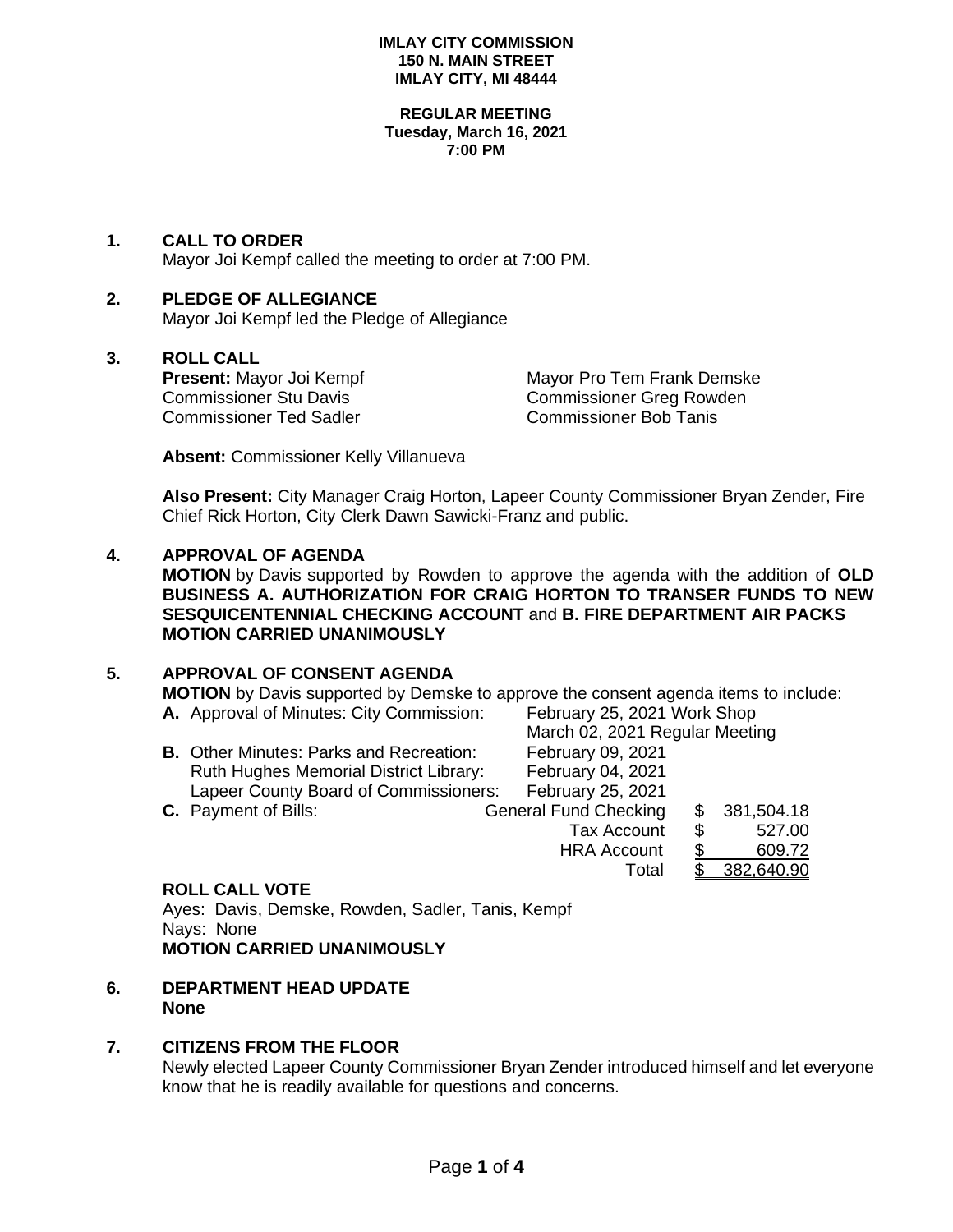**IMLAY CITY COMMISSION**
**150 N. MAIN STREET**
**IMLAY CITY, MI 48444**

**REGULAR MEETING**
**Tuesday, March 16, 2021**
**7:00 PM**

## 1. CALL TO ORDER

Mayor Joi Kempf called the meeting to order at 7:00 PM.

## 2. PLEDGE OF ALLEGIANCE

Mayor Joi Kempf led the Pledge of Allegiance

## 3. ROLL CALL

**Present:** Mayor Joi Kempf
Mayor Pro Tem Frank Demske
Commissioner Stu Davis
Commissioner Greg Rowden
Commissioner Ted Sadler
Commissioner Bob Tanis

**Absent:** Commissioner Kelly Villanueva

**Also Present:** City Manager Craig Horton, Lapeer County Commissioner Bryan Zender, Fire Chief Rick Horton, City Clerk Dawn Sawicki-Franz and public.

## 4. APPROVAL OF AGENDA

**MOTION** by Davis supported by Rowden to approve the agenda with the addition of **OLD BUSINESS A. AUTHORIZATION FOR CRAIG HORTON TO TRANSER FUNDS TO NEW SESQUICENTENNIAL CHECKING ACCOUNT** and **B. FIRE DEPARTMENT AIR PACKS**
**MOTION CARRIED UNANIMOUSLY**

## 5. APPROVAL OF CONSENT AGENDA

**MOTION** by Davis supported by Demske to approve the consent agenda items to include:

**A.** Approval of Minutes: City Commission: February 25, 2021 Work Shop
March 02, 2021 Regular Meeting

**B.** Other Minutes: Parks and Recreation: February 09, 2021
Ruth Hughes Memorial District Library: February 04, 2021
Lapeer County Board of Commissioners: February 25, 2021

**C.** Payment of Bills:

| | | |
|---|---|---|
| General Fund Checking | $ | 381,504.18 |
| Tax Account | $ | 527.00 |
| HRA Account | $ | 609.72 |
| Total | $ | 382,640.90 |

**ROLL CALL VOTE**
Ayes: Davis, Demske, Rowden, Sadler, Tanis, Kempf
Nays: None
**MOTION CARRIED UNANIMOUSLY**

## 6. DEPARTMENT HEAD UPDATE

**None**

## 7. CITIZENS FROM THE FLOOR

Newly elected Lapeer County Commissioner Bryan Zender introduced himself and let everyone know that he is readily available for questions and concerns.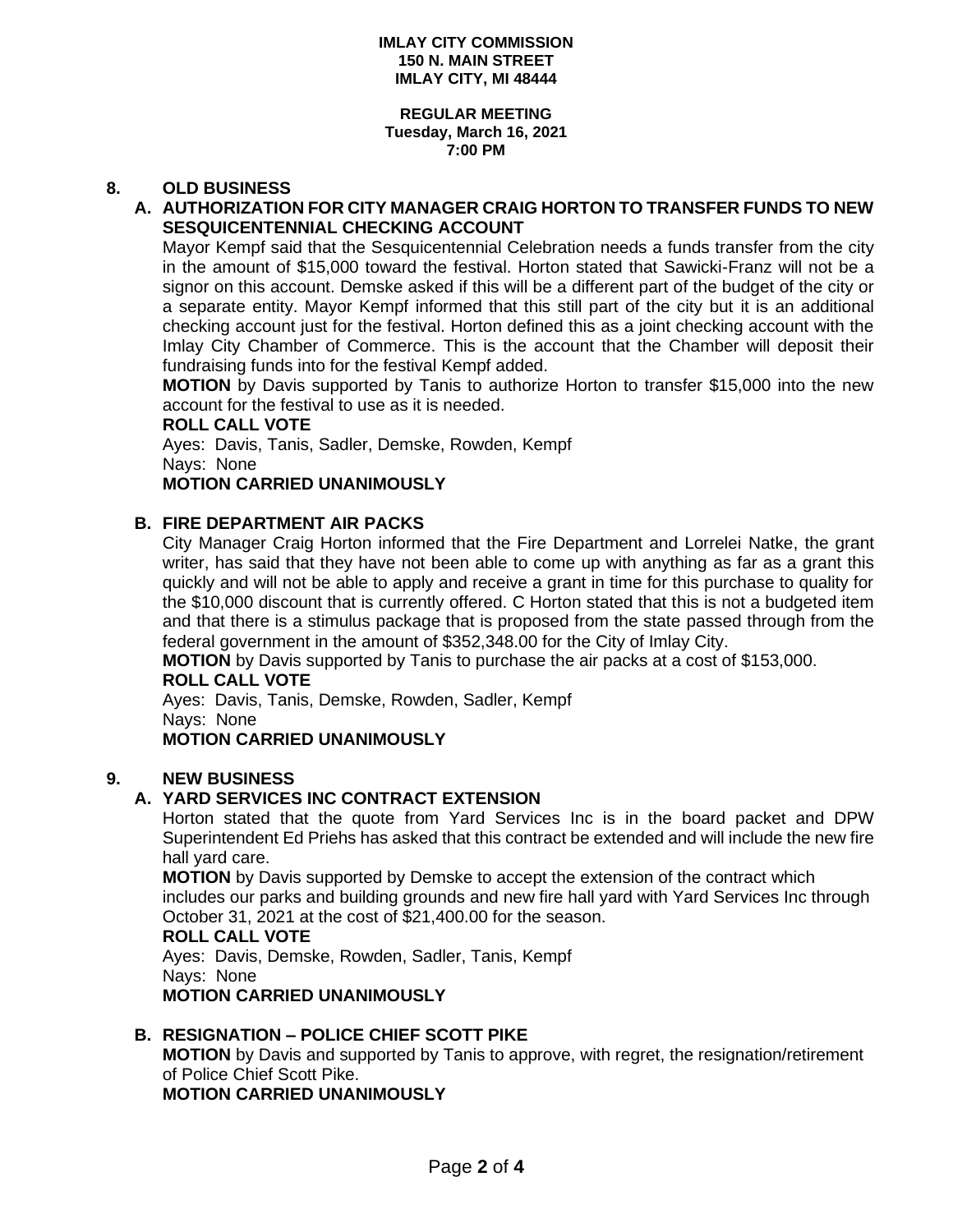**IMLAY CITY COMMISSION**
**150 N. MAIN STREET**
**IMLAY CITY, MI 48444**

**REGULAR MEETING**
**Tuesday, March 16, 2021**
**7:00 PM**

## 8. OLD BUSINESS

### A. AUTHORIZATION FOR CITY MANAGER CRAIG HORTON TO TRANSFER FUNDS TO NEW SESQUICENTENNIAL CHECKING ACCOUNT

Mayor Kempf said that the Sesquicentennial Celebration needs a funds transfer from the city in the amount of $15,000 toward the festival. Horton stated that Sawicki-Franz will not be a signor on this account. Demske asked if this will be a different part of the budget of the city or a separate entity. Mayor Kempf informed that this still part of the city but it is an additional checking account just for the festival. Horton defined this as a joint checking account with the Imlay City Chamber of Commerce. This is the account that the Chamber will deposit their fundraising funds into for the festival Kempf added.

**MOTION** by Davis supported by Tanis to authorize Horton to transfer $15,000 into the new account for the festival to use as it is needed.

**ROLL CALL VOTE**

Ayes: Davis, Tanis, Sadler, Demske, Rowden, Kempf
Nays: None

**MOTION CARRIED UNANIMOUSLY**

### B. FIRE DEPARTMENT AIR PACKS

City Manager Craig Horton informed that the Fire Department and Lorrelei Natke, the grant writer, has said that they have not been able to come up with anything as far as a grant this quickly and will not be able to apply and receive a grant in time for this purchase to quality for the $10,000 discount that is currently offered. C Horton stated that this is not a budgeted item and that there is a stimulus package that is proposed from the state passed through from the federal government in the amount of $352,348.00 for the City of Imlay City.

**MOTION** by Davis supported by Tanis to purchase the air packs at a cost of $153,000.

**ROLL CALL VOTE**

Ayes: Davis, Tanis, Demske, Rowden, Sadler, Kempf
Nays: None

**MOTION CARRIED UNANIMOUSLY**

## 9. NEW BUSINESS

### A. YARD SERVICES INC CONTRACT EXTENSION

Horton stated that the quote from Yard Services Inc is in the board packet and DPW Superintendent Ed Priehs has asked that this contract be extended and will include the new fire hall yard care.

**MOTION** by Davis supported by Demske to accept the extension of the contract which includes our parks and building grounds and new fire hall yard with Yard Services Inc through October 31, 2021 at the cost of $21,400.00 for the season.

**ROLL CALL VOTE**

Ayes: Davis, Demske, Rowden, Sadler, Tanis, Kempf
Nays: None

**MOTION CARRIED UNANIMOUSLY**

### B. RESIGNATION – POLICE CHIEF SCOTT PIKE

**MOTION** by Davis and supported by Tanis to approve, with regret, the resignation/retirement of Police Chief Scott Pike.

**MOTION CARRIED UNANIMOUSLY**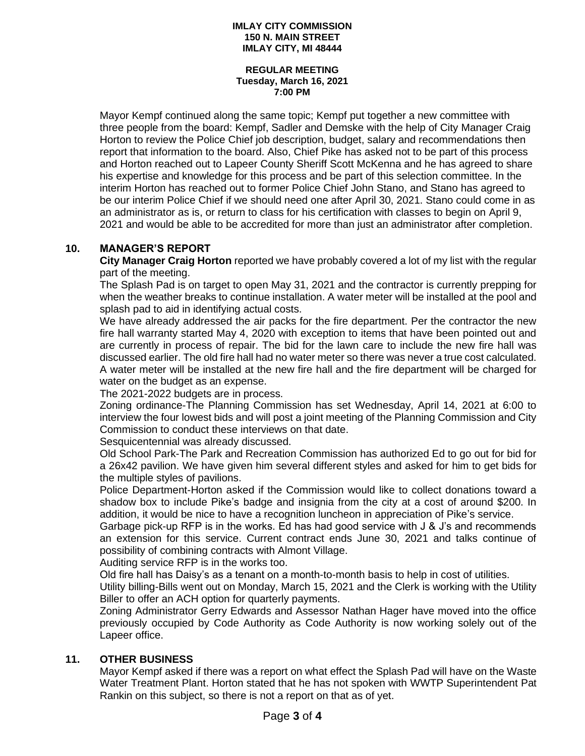Mayor Kempf continued along the same topic; Kempf put together a new committee with three people from the board: Kempf, Sadler and Demske with the help of City Manager Craig Horton to review the Police Chief job description, budget, salary and recommendations then report that information to the board. Also, Chief Pike has asked not to be part of this process and Horton reached out to Lapeer County Sheriff Scott McKenna and he has agreed to share his expertise and knowledge for this process and be part of this selection committee. In the interim Horton has reached out to former Police Chief John Stano, and Stano has agreed to be our interim Police Chief if we should need one after April 30, 2021. Stano could come in as an administrator as is, or return to class for his certification with classes to begin on April 9, 2021 and would be able to be accredited for more than just an administrator after completion.

## 10. MANAGER'S REPORT

**City Manager Craig Horton** reported we have probably covered a lot of my list with the regular part of the meeting.

The Splash Pad is on target to open May 31, 2021 and the contractor is currently prepping for when the weather breaks to continue installation. A water meter will be installed at the pool and splash pad to aid in identifying actual costs.

We have already addressed the air packs for the fire department. Per the contractor the new fire hall warranty started May 4, 2020 with exception to items that have been pointed out and are currently in process of repair. The bid for the lawn care to include the new fire hall was discussed earlier. The old fire hall had no water meter so there was never a true cost calculated. A water meter will be installed at the new fire hall and the fire department will be charged for water on the budget as an expense.

The 2021-2022 budgets are in process.

Zoning ordinance-The Planning Commission has set Wednesday, April 14, 2021 at 6:00 to interview the four lowest bids and will post a joint meeting of the Planning Commission and City Commission to conduct these interviews on that date.

Sesquicentennial was already discussed.

Old School Park-The Park and Recreation Commission has authorized Ed to go out for bid for a 26x42 pavilion. We have given him several different styles and asked for him to get bids for the multiple styles of pavilions.

Police Department-Horton asked if the Commission would like to collect donations toward a shadow box to include Pike's badge and insignia from the city at a cost of around $200. In addition, it would be nice to have a recognition luncheon in appreciation of Pike's service.

Garbage pick-up RFP is in the works. Ed has had good service with J & J's and recommends an extension for this service. Current contract ends June 30, 2021 and talks continue of possibility of combining contracts with Almont Village.

Auditing service RFP is in the works too.

Old fire hall has Daisy's as a tenant on a month-to-month basis to help in cost of utilities.

Utility billing-Bills went out on Monday, March 15, 2021 and the Clerk is working with the Utility Biller to offer an ACH option for quarterly payments.

Zoning Administrator Gerry Edwards and Assessor Nathan Hager have moved into the office previously occupied by Code Authority as Code Authority is now working solely out of the Lapeer office.

## 11. OTHER BUSINESS

Mayor Kempf asked if there was a report on what effect the Splash Pad will have on the Waste Water Treatment Plant. Horton stated that he has not spoken with WWTP Superintendent Pat Rankin on this subject, so there is not a report on that as of yet.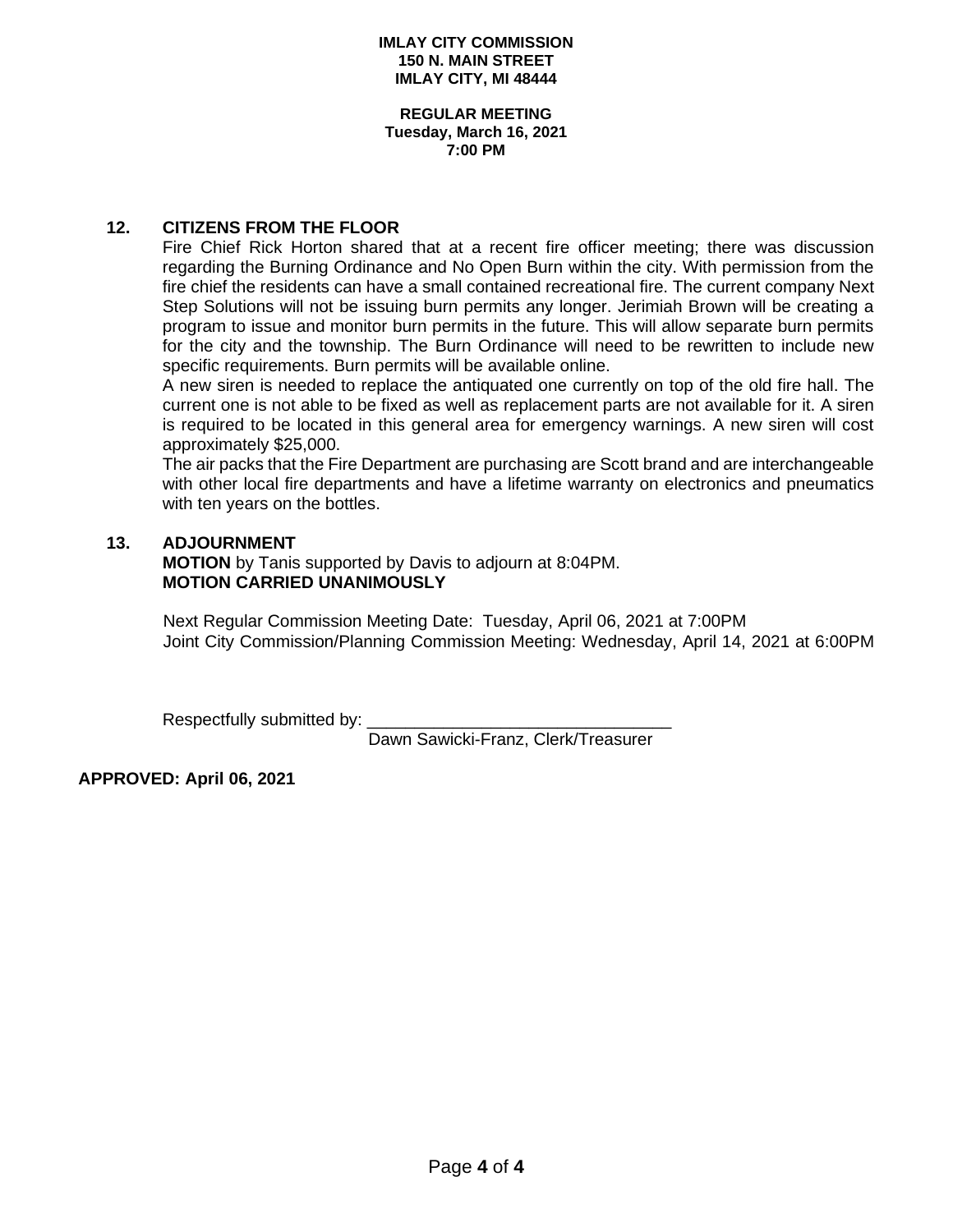**IMLAY CITY COMMISSION**
**150 N. MAIN STREET**
**IMLAY CITY, MI 48444**

**REGULAR MEETING**
**Tuesday, March 16, 2021**
**7:00 PM**

## 12. CITIZENS FROM THE FLOOR

Fire Chief Rick Horton shared that at a recent fire officer meeting; there was discussion regarding the Burning Ordinance and No Open Burn within the city. With permission from the fire chief the residents can have a small contained recreational fire. The current company Next Step Solutions will not be issuing burn permits any longer. Jerimiah Brown will be creating a program to issue and monitor burn permits in the future. This will allow separate burn permits for the city and the township. The Burn Ordinance will need to be rewritten to include new specific requirements. Burn permits will be available online.

A new siren is needed to replace the antiquated one currently on top of the old fire hall. The current one is not able to be fixed as well as replacement parts are not available for it. A siren is required to be located in this general area for emergency warnings. A new siren will cost approximately $25,000.

The air packs that the Fire Department are purchasing are Scott brand and are interchangeable with other local fire departments and have a lifetime warranty on electronics and pneumatics with ten years on the bottles.

## 13. ADJOURNMENT

**MOTION** by Tanis supported by Davis to adjourn at 8:04PM.
**MOTION CARRIED UNANIMOUSLY**

Next Regular Commission Meeting Date: Tuesday, April 06, 2021 at 7:00PM
Joint City Commission/Planning Commission Meeting: Wednesday, April 14, 2021 at 6:00PM

Respectfully submitted by: ________________________________
Dawn Sawicki-Franz, Clerk/Treasurer

**APPROVED: April 06, 2021**